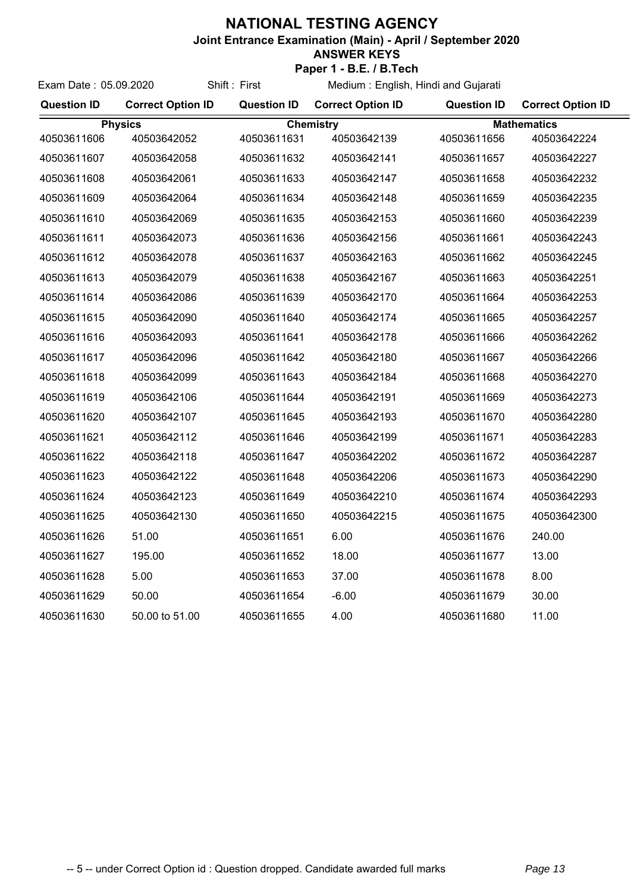# NATIONAL TESTING AGENCY

**Joint Entrance Examination (Main) - April / September 2020**

**ANSWER KEYS**

**Paper 1 - B.E. / B.Tech**

Exam Date : 05.09.2020 Shift : First Medium : English, Hindi and Gujarati

| Question ID | Correct Option ID | Question ID | Correct Option ID | Question ID | Correct Option ID |
|---|---|---|---|---|---|
| **Physics** | | **Chemistry** | | **Mathematics** | |
| 40503611606 | 40503642052 | 40503611631 | 40503642139 | 40503611656 | 40503642224 |
| 40503611607 | 40503642058 | 40503611632 | 40503642141 | 40503611657 | 40503642227 |
| 40503611608 | 40503642061 | 40503611633 | 40503642147 | 40503611658 | 40503642232 |
| 40503611609 | 40503642064 | 40503611634 | 40503642148 | 40503611659 | 40503642235 |
| 40503611610 | 40503642069 | 40503611635 | 40503642153 | 40503611660 | 40503642239 |
| 40503611611 | 40503642073 | 40503611636 | 40503642156 | 40503611661 | 40503642243 |
| 40503611612 | 40503642078 | 40503611637 | 40503642163 | 40503611662 | 40503642245 |
| 40503611613 | 40503642079 | 40503611638 | 40503642167 | 40503611663 | 40503642251 |
| 40503611614 | 40503642086 | 40503611639 | 40503642170 | 40503611664 | 40503642253 |
| 40503611615 | 40503642090 | 40503611640 | 40503642174 | 40503611665 | 40503642257 |
| 40503611616 | 40503642093 | 40503611641 | 40503642178 | 40503611666 | 40503642262 |
| 40503611617 | 40503642096 | 40503611642 | 40503642180 | 40503611667 | 40503642266 |
| 40503611618 | 40503642099 | 40503611643 | 40503642184 | 40503611668 | 40503642270 |
| 40503611619 | 40503642106 | 40503611644 | 40503642191 | 40503611669 | 40503642273 |
| 40503611620 | 40503642107 | 40503611645 | 40503642193 | 40503611670 | 40503642280 |
| 40503611621 | 40503642112 | 40503611646 | 40503642199 | 40503611671 | 40503642283 |
| 40503611622 | 40503642118 | 40503611647 | 40503642202 | 40503611672 | 40503642287 |
| 40503611623 | 40503642122 | 40503611648 | 40503642206 | 40503611673 | 40503642290 |
| 40503611624 | 40503642123 | 40503611649 | 40503642210 | 40503611674 | 40503642293 |
| 40503611625 | 40503642130 | 40503611650 | 40503642215 | 40503611675 | 40503642300 |
| 40503611626 | 51.00 | 40503611651 | 6.00 | 40503611676 | 240.00 |
| 40503611627 | 195.00 | 40503611652 | 18.00 | 40503611677 | 13.00 |
| 40503611628 | 5.00 | 40503611653 | 37.00 | 40503611678 | 8.00 |
| 40503611629 | 50.00 | 40503611654 | -6.00 | 40503611679 | 30.00 |
| 40503611630 | 50.00 to 51.00 | 40503611655 | 4.00 | 40503611680 | 11.00 |

-- 5 -- under Correct Option id : Question dropped. Candidate awarded full marks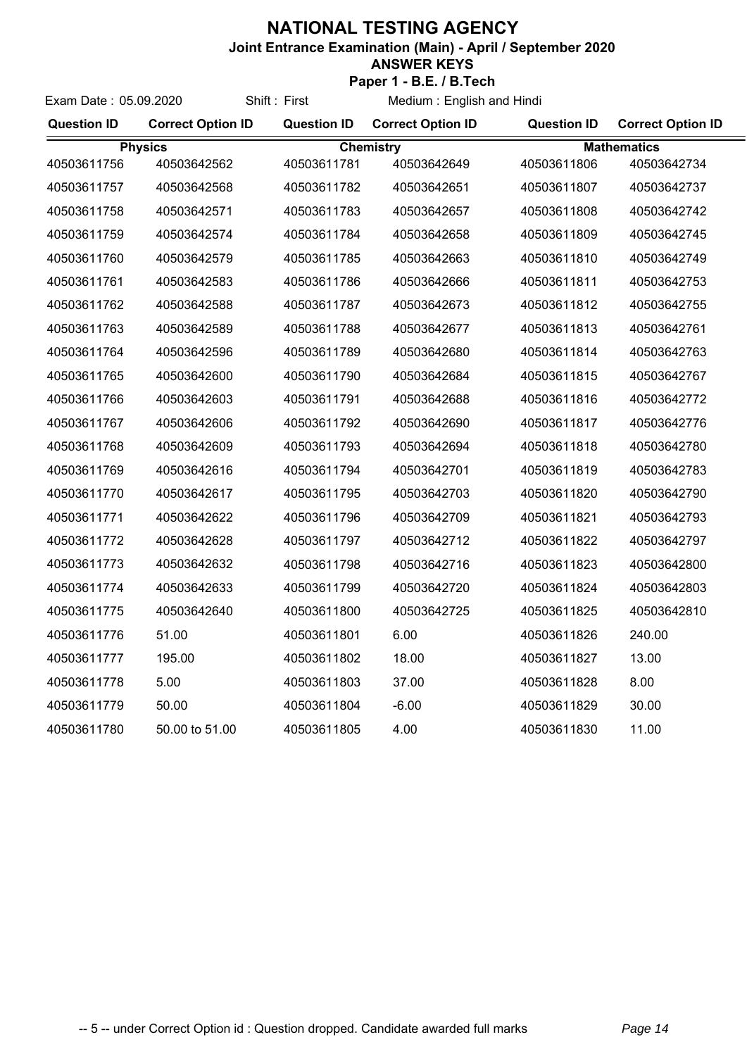# NATIONAL TESTING AGENCY

**Joint Entrance Examination (Main) - April / September 2020**

**ANSWER KEYS**

**Paper 1 - B.E. / B.Tech**

Exam Date : 05.09.2020 Shift : First Medium : English and Hindi

| Question ID | Correct Option ID | Question ID | Correct Option ID | Question ID | Correct Option ID |
|---|---|---|---|---|---|
| **Physics** | | **Chemistry** | | **Mathematics** | |
| 40503611756 | 40503642562 | 40503611781 | 40503642649 | 40503611806 | 40503642734 |
| 40503611757 | 40503642568 | 40503611782 | 40503642651 | 40503611807 | 40503642737 |
| 40503611758 | 40503642571 | 40503611783 | 40503642657 | 40503611808 | 40503642742 |
| 40503611759 | 40503642574 | 40503611784 | 40503642658 | 40503611809 | 40503642745 |
| 40503611760 | 40503642579 | 40503611785 | 40503642663 | 40503611810 | 40503642749 |
| 40503611761 | 40503642583 | 40503611786 | 40503642666 | 40503611811 | 40503642753 |
| 40503611762 | 40503642588 | 40503611787 | 40503642673 | 40503611812 | 40503642755 |
| 40503611763 | 40503642589 | 40503611788 | 40503642677 | 40503611813 | 40503642761 |
| 40503611764 | 40503642596 | 40503611789 | 40503642680 | 40503611814 | 40503642763 |
| 40503611765 | 40503642600 | 40503611790 | 40503642684 | 40503611815 | 40503642767 |
| 40503611766 | 40503642603 | 40503611791 | 40503642688 | 40503611816 | 40503642772 |
| 40503611767 | 40503642606 | 40503611792 | 40503642690 | 40503611817 | 40503642776 |
| 40503611768 | 40503642609 | 40503611793 | 40503642694 | 40503611818 | 40503642780 |
| 40503611769 | 40503642616 | 40503611794 | 40503642701 | 40503611819 | 40503642783 |
| 40503611770 | 40503642617 | 40503611795 | 40503642703 | 40503611820 | 40503642790 |
| 40503611771 | 40503642622 | 40503611796 | 40503642709 | 40503611821 | 40503642793 |
| 40503611772 | 40503642628 | 40503611797 | 40503642712 | 40503611822 | 40503642797 |
| 40503611773 | 40503642632 | 40503611798 | 40503642716 | 40503611823 | 40503642800 |
| 40503611774 | 40503642633 | 40503611799 | 40503642720 | 40503611824 | 40503642803 |
| 40503611775 | 40503642640 | 40503611800 | 40503642725 | 40503611825 | 40503642810 |
| 40503611776 | 51.00 | 40503611801 | 6.00 | 40503611826 | 240.00 |
| 40503611777 | 195.00 | 40503611802 | 18.00 | 40503611827 | 13.00 |
| 40503611778 | 5.00 | 40503611803 | 37.00 | 40503611828 | 8.00 |
| 40503611779 | 50.00 | 40503611804 | -6.00 | 40503611829 | 30.00 |
| 40503611780 | 50.00 to 51.00 | 40503611805 | 4.00 | 40503611830 | 11.00 |

-- 5 -- under Correct Option id : Question dropped. Candidate awarded full marks